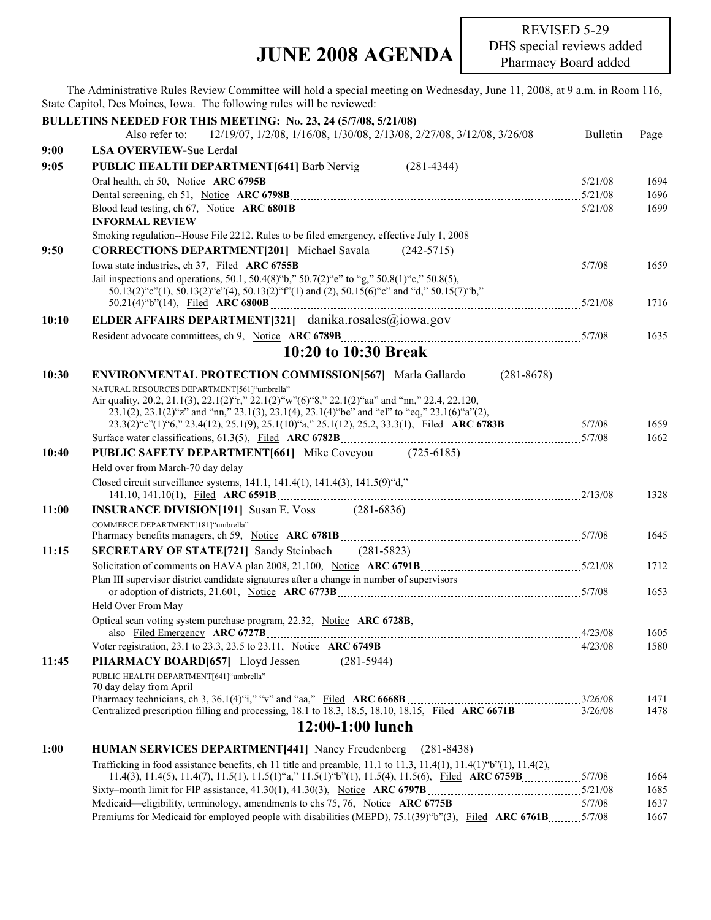# JUNE 2008 AGENDA

REVISED 5-29
DHS special reviews added
Pharmacy Board added

The Administrative Rules Review Committee will hold a special meeting on Wednesday, June 11, 2008, at 9 a.m. in Room 116, State Capitol, Des Moines, Iowa. The following rules will be reviewed:

**BULLETINS NEEDED FOR THIS MEETING: No. 23, 24 (5/7/08, 5/21/08)**

Also refer to: 12/19/07, 1/2/08, 1/16/08, 1/30/08, 2/13/08, 2/27/08, 3/12/08, 3/26/08

| Time | Item | Bulletin | Page |
|---|---|---|---|
| **9:00** | **LSA OVERVIEW**-Sue Lerdal | | |
| **9:05** | **PUBLIC HEALTH DEPARTMENT[641]** Barb Nervig (281-4344) | | |
| | Oral health, ch 50, Notice **ARC 6795B** | 5/21/08 | 1694 |
| | Dental screening, ch 51, Notice **ARC 6798B** | 5/21/08 | 1696 |
| | Blood lead testing, ch 67, Notice **ARC 6801B** | 5/21/08 | 1699 |
| | **INFORMAL REVIEW** | | |
| | Smoking regulation--House File 2212. Rules to be filed emergency, effective July 1, 2008 | | |
| **9:50** | **CORRECTIONS DEPARTMENT[201]** Michael Savala (242-5715) | | |
| | Iowa state industries, ch 37, Filed **ARC 6755B** | 5/7/08 | 1659 |
| | Jail inspections and operations, 50.1, 50.4(8)"b," 50.7(2)"e" to "g," 50.8(1)"c," 50.8(5), 50.13(2)"c"(1), 50.13(2)"e"(4), 50.13(2)"f"(1) and (2), 50.15(6)"c" and "d," 50.15(7)"b," 50.21(4)"b"(14), Filed **ARC 6800B** | 5/21/08 | 1716 |
| **10:10** | **ELDER AFFAIRS DEPARTMENT[321]** danika.rosales@iowa.gov | | |
| | Resident advocate committees, ch 9, Notice **ARC 6789B** | 5/7/08 | 1635 |
| | **10:20 to 10:30 Break** | | |
| **10:30** | **ENVIRONMENTAL PROTECTION COMMISSION[567]** Marla Gallardo (281-8678) | | |
| | NATURAL RESOURCES DEPARTMENT[561]"umbrella" | | |
| | Air quality, 20.2, 21.1(3), 22.1(2)"r," 22.1(2)"w"(6)"8," 22.1(2)"aa" and "nn," 22.4, 22.120, 23.1(2), 23.1(2)"z" and "nn," 23.1(3), 23.1(4), 23.1(4)"be" and "el" to "eq," 23.1(6)"a"(2), 23.3(2)"c"(1)"6," 23.4(12), 25.1(9), 25.1(10)"a," 25.1(12), 25.2, 33.3(1), Filed **ARC 6783B** | 5/7/08 | 1659 |
| | Surface water classifications, 61.3(5), Filed **ARC 6782B** | 5/7/08 | 1662 |
| **10:40** | **PUBLIC SAFETY DEPARTMENT[661]** Mike Coveyou (725-6185) | | |
| | Held over from March-70 day delay | | |
| | Closed circuit surveillance systems, 141.1, 141.4(1), 141.4(3), 141.5(9)"d," 141.10, 141.10(1), Filed **ARC 6591B** | 2/13/08 | 1328 |
| **11:00** | **INSURANCE DIVISION[191]** Susan E. Voss (281-6836) | | |
| | COMMERCE DEPARTMENT[181]"umbrella" | | |
| | Pharmacy benefits managers, ch 59, Notice **ARC 6781B** | 5/7/08 | 1645 |
| **11:15** | **SECRETARY OF STATE[721]** Sandy Steinbach (281-5823) | | |
| | Solicitation of comments on HAVA plan 2008, 21.100, Notice **ARC 6791B** | 5/21/08 | 1712 |
| | Plan III supervisor district candidate signatures after a change in number of supervisors or adoption of districts, 21.601, Notice **ARC 6773B** | 5/7/08 | 1653 |
| | Held Over From May | | |
| | Optical scan voting system purchase program, 22.32, Notice **ARC 6728B**, also Filed Emergency **ARC 6727B** | 4/23/08 | 1605 |
| | Voter registration, 23.1 to 23.3, 23.5 to 23.11, Notice **ARC 6749B** | 4/23/08 | 1580 |
| **11:45** | **PHARMACY BOARD[657]** Lloyd Jessen (281-5944) | | |
| | PUBLIC HEALTH DEPARTMENT[641]"umbrella" | | |
| | 70 day delay from April | | |
| | Pharmacy technicians, ch 3, 36.1(4)"i," "v" and "aa," Filed **ARC 6668B** | 3/26/08 | 1471 |
| | Centralized prescription filling and processing, 18.1 to 18.3, 18.5, 18.10, 18.15, Filed **ARC 6671B** | 3/26/08 | 1478 |
| | **12:00-1:00 lunch** | | |
| **1:00** | **HUMAN SERVICES DEPARTMENT[441]** Nancy Freudenberg (281-8438) | | |
| | Trafficking in food assistance benefits, ch 11 title and preamble, 11.1 to 11.3, 11.4(1), 11.4(1)"b"(1), 11.4(2), 11.4(3), 11.4(5), 11.4(7), 11.5(1), 11.5(1)"a," 11.5(1)"b"(1), 11.5(4), 11.5(6), Filed **ARC 6759B** | 5/7/08 | 1664 |
| | Sixty–month limit for FIP assistance, 41.30(1), 41.30(3), Notice **ARC 6797B** | 5/21/08 | 1685 |
| | Medicaid—eligibility, terminology, amendments to chs 75, 76, Notice **ARC 6775B** | 5/7/08 | 1637 |
| | Premiums for Medicaid for employed people with disabilities (MEPD), 75.1(39)"b"(3), Filed **ARC 6761B** | 5/7/08 | 1667 |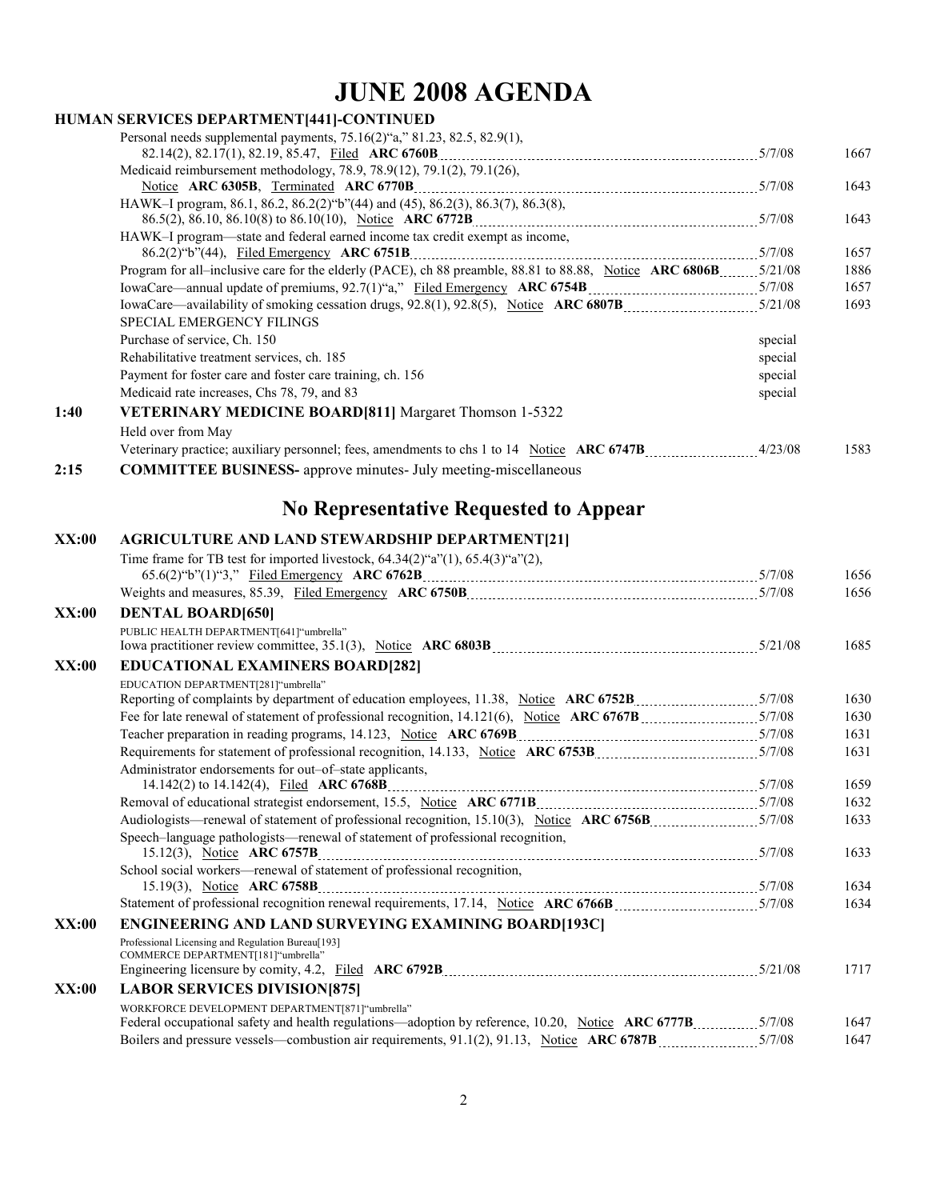# JUNE 2008 AGENDA

**HUMAN SERVICES DEPARTMENT[441]-CONTINUED**

| | | | |
|---|---|---|---|
| | Personal needs supplemental payments, 75.16(2)"a," 81.23, 82.5, 82.9(1), 82.14(2), 82.17(1), 82.19, 85.47, Filed **ARC 6760B** | 5/7/08 | 1667 |
| | Medicaid reimbursement methodology, 78.9, 78.9(12), 79.1(2), 79.1(26), Notice **ARC 6305B**, Terminated **ARC 6770B** | 5/7/08 | 1643 |
| | HAWK–I program, 86.1, 86.2, 86.2(2)"b"(44) and (45), 86.2(3), 86.3(7), 86.3(8), 86.5(2), 86.10, 86.10(8) to 86.10(10), Notice **ARC 6772B** | 5/7/08 | 1643 |
| | HAWK–I program—state and federal earned income tax credit exempt as income, 86.2(2)"b"(44), Filed Emergency **ARC 6751B** | 5/7/08 | 1657 |
| | Program for all–inclusive care for the elderly (PACE), ch 88 preamble, 88.81 to 88.88, Notice **ARC 6806B** | 5/21/08 | 1886 |
| | IowaCare—annual update of premiums, 92.7(1)"a," Filed Emergency **ARC 6754B** | 5/7/08 | 1657 |
| | IowaCare—availability of smoking cessation drugs, 92.8(1), 92.8(5), Notice **ARC 6807B** | 5/21/08 | 1693 |
| | SPECIAL EMERGENCY FILINGS | | |
| | Purchase of service, Ch. 150 | special | |
| | Rehabilitative treatment services, ch. 185 | special | |
| | Payment for foster care and foster care training, ch. 156 | special | |
| | Medicaid rate increases, Chs 78, 79, and 83 | special | |
| **1:40** | **VETERINARY MEDICINE BOARD[811]** Margaret Thomson 1-5322 | | |
| | Held over from May | | |
| | Veterinary practice; auxiliary personnel; fees, amendments to chs 1 to 14 Notice **ARC 6747B** | 4/23/08 | 1583 |
| **2:15** | **COMMITTEE BUSINESS-** approve minutes- July meeting-miscellaneous | | |

## No Representative Requested to Appear

| | | | |
|---|---|---|---|
| **XX:00** | **AGRICULTURE AND LAND STEWARDSHIP DEPARTMENT[21]** | | |
| | Time frame for TB test for imported livestock, 64.34(2)"a"(1), 65.4(3)"a"(2), 65.6(2)"b"(1)"3," Filed Emergency **ARC 6762B** | 5/7/08 | 1656 |
| | Weights and measures, 85.39, Filed Emergency **ARC 6750B** | 5/7/08 | 1656 |
| **XX:00** | **DENTAL BOARD[650]** | | |
| | PUBLIC HEALTH DEPARTMENT[641]"umbrella" | | |
| | Iowa practitioner review committee, 35.1(3), Notice **ARC 6803B** | 5/21/08 | 1685 |
| **XX:00** | **EDUCATIONAL EXAMINERS BOARD[282]** | | |
| | EDUCATION DEPARTMENT[281]"umbrella" | | |
| | Reporting of complaints by department of education employees, 11.38, Notice **ARC 6752B** | 5/7/08 | 1630 |
| | Fee for late renewal of statement of professional recognition, 14.121(6), Notice **ARC 6767B** | 5/7/08 | 1630 |
| | Teacher preparation in reading programs, 14.123, Notice **ARC 6769B** | 5/7/08 | 1631 |
| | Requirements for statement of professional recognition, 14.133, Notice **ARC 6753B** | 5/7/08 | 1631 |
| | Administrator endorsements for out–of–state applicants, 14.142(2) to 14.142(4), Filed **ARC 6768B** | 5/7/08 | 1659 |
| | Removal of educational strategist endorsement, 15.5, Notice **ARC 6771B** | 5/7/08 | 1632 |
| | Audiologists—renewal of statement of professional recognition, 15.10(3), Notice **ARC 6756B** | 5/7/08 | 1633 |
| | Speech–language pathologists—renewal of statement of professional recognition, 15.12(3), Notice **ARC 6757B** | 5/7/08 | 1633 |
| | School social workers—renewal of statement of professional recognition, 15.19(3), Notice **ARC 6758B** | 5/7/08 | 1634 |
| | Statement of professional recognition renewal requirements, 17.14, Notice **ARC 6766B** | 5/7/08 | 1634 |
| **XX:00** | **ENGINEERING AND LAND SURVEYING EXAMINING BOARD[193C]** | | |
| | Professional Licensing and Regulation Bureau[193] COMMERCE DEPARTMENT[181]"umbrella" | | |
| | Engineering licensure by comity, 4.2, Filed **ARC 6792B** | 5/21/08 | 1717 |
| **XX:00** | **LABOR SERVICES DIVISION[875]** | | |
| | WORKFORCE DEVELOPMENT DEPARTMENT[871]"umbrella" | | |
| | Federal occupational safety and health regulations—adoption by reference, 10.20, Notice **ARC 6777B** | 5/7/08 | 1647 |
| | Boilers and pressure vessels—combustion air requirements, 91.1(2), 91.13, Notice **ARC 6787B** | 5/7/08 | 1647 |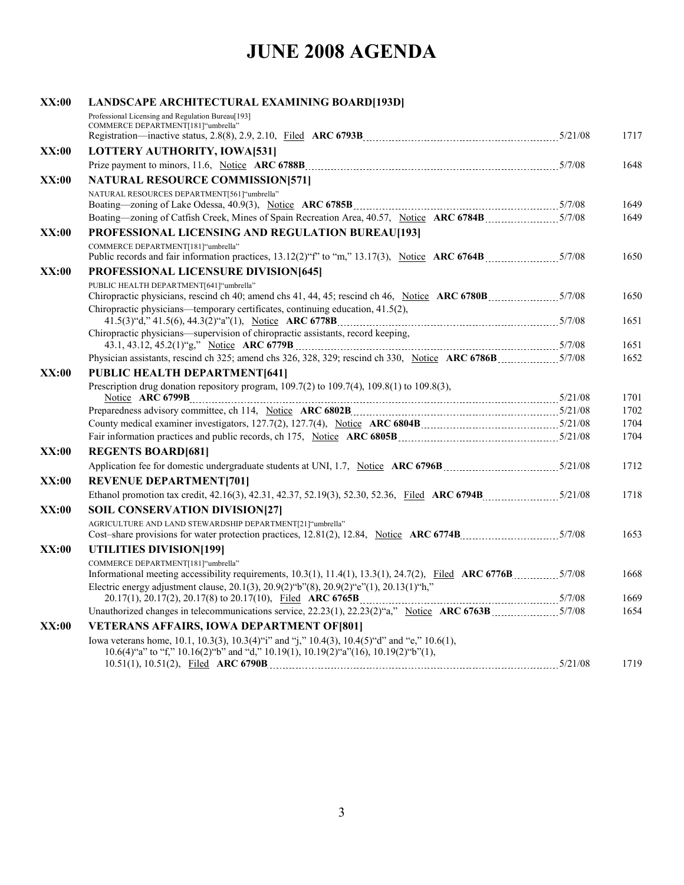# JUNE 2008 AGENDA

| | | | |
|---|---|---|---|
| **XX:00** | **LANDSCAPE ARCHITECTURAL EXAMINING BOARD[193D]** | | |
| | Professional Licensing and Regulation Bureau[193] COMMERCE DEPARTMENT[181]"umbrella" | | |
| | Registration—inactive status, 2.8(8), 2.9, 2.10, Filed **ARC 6793B** | 5/21/08 | 1717 |
| **XX:00** | **LOTTERY AUTHORITY, IOWA[531]** | | |
| | Prize payment to minors, 11.6, Notice **ARC 6788B** | 5/7/08 | 1648 |
| **XX:00** | **NATURAL RESOURCE COMMISSION[571]** | | |
| | NATURAL RESOURCES DEPARTMENT[561]"umbrella" | | |
| | Boating—zoning of Lake Odessa, 40.9(3), Notice **ARC 6785B** | 5/7/08 | 1649 |
| | Boating—zoning of Catfish Creek, Mines of Spain Recreation Area, 40.57, Notice **ARC 6784B** | 5/7/08 | 1649 |
| **XX:00** | **PROFESSIONAL LICENSING AND REGULATION BUREAU[193]** | | |
| | COMMERCE DEPARTMENT[181]"umbrella" | | |
| | Public records and fair information practices, 13.12(2)"f" to "m," 13.17(3), Notice **ARC 6764B** | 5/7/08 | 1650 |
| **XX:00** | **PROFESSIONAL LICENSURE DIVISION[645]** | | |
| | PUBLIC HEALTH DEPARTMENT[641]"umbrella" | | |
| | Chiropractic physicians, rescind ch 40; amend chs 41, 44, 45; rescind ch 46, Notice **ARC 6780B** | 5/7/08 | 1650 |
| | Chiropractic physicians—temporary certificates, continuing education, 41.5(2), 41.5(3)"d," 41.5(6), 44.3(2)"a"(1), Notice **ARC 6778B** | 5/7/08 | 1651 |
| | Chiropractic physicians—supervision of chiropractic assistants, record keeping, 43.1, 43.12, 45.2(1)"g," Notice **ARC 6779B** | 5/7/08 | 1651 |
| | Physician assistants, rescind ch 325; amend chs 326, 328, 329; rescind ch 330, Notice **ARC 6786B** | 5/7/08 | 1652 |
| **XX:00** | **PUBLIC HEALTH DEPARTMENT[641]** | | |
| | Prescription drug donation repository program, 109.7(2) to 109.7(4), 109.8(1) to 109.8(3), Notice **ARC 6799B** | 5/21/08 | 1701 |
| | Preparedness advisory committee, ch 114, Notice **ARC 6802B** | 5/21/08 | 1702 |
| | County medical examiner investigators, 127.7(2), 127.7(4), Notice **ARC 6804B** | 5/21/08 | 1704 |
| | Fair information practices and public records, ch 175, Notice **ARC 6805B** | 5/21/08 | 1704 |
| **XX:00** | **REGENTS BOARD[681]** | | |
| | Application fee for domestic undergraduate students at UNI, 1.7, Notice **ARC 6796B** | 5/21/08 | 1712 |
| **XX:00** | **REVENUE DEPARTMENT[701]** | | |
| | Ethanol promotion tax credit, 42.16(3), 42.31, 42.37, 52.19(3), 52.30, 52.36, Filed **ARC 6794B** | 5/21/08 | 1718 |
| **XX:00** | **SOIL CONSERVATION DIVISION[27]** | | |
| | AGRICULTURE AND LAND STEWARDSHIP DEPARTMENT[21]"umbrella" | | |
| | Cost–share provisions for water protection practices, 12.81(2), 12.84, Notice **ARC 6774B** | 5/7/08 | 1653 |
| **XX:00** | **UTILITIES DIVISION[199]** | | |
| | COMMERCE DEPARTMENT[181]"umbrella" | | |
| | Informational meeting accessibility requirements, 10.3(1), 11.4(1), 13.3(1), 24.7(2), Filed **ARC 6776B** | 5/7/08 | 1668 |
| | Electric energy adjustment clause, 20.1(3), 20.9(2)"b"(8), 20.9(2)"e"(1), 20.13(1)"h," 20.17(1), 20.17(2), 20.17(8) to 20.17(10), Filed **ARC 6765B** | 5/7/08 | 1669 |
| | Unauthorized changes in telecommunications service, 22.23(1), 22.23(2)"a," Notice **ARC 6763B** | 5/7/08 | 1654 |
| **XX:00** | **VETERANS AFFAIRS, IOWA DEPARTMENT OF[801]** | | |
| | Iowa veterans home, 10.1, 10.3(3), 10.3(4)"i" and "j," 10.4(3), 10.4(5)"d" and "e," 10.6(1), 10.6(4)"a" to "f," 10.16(2)"b" and "d," 10.19(1), 10.19(2)"a"(16), 10.19(2)"b"(1), 10.51(1), 10.51(2), Filed **ARC 6790B** | 5/21/08 | 1719 |